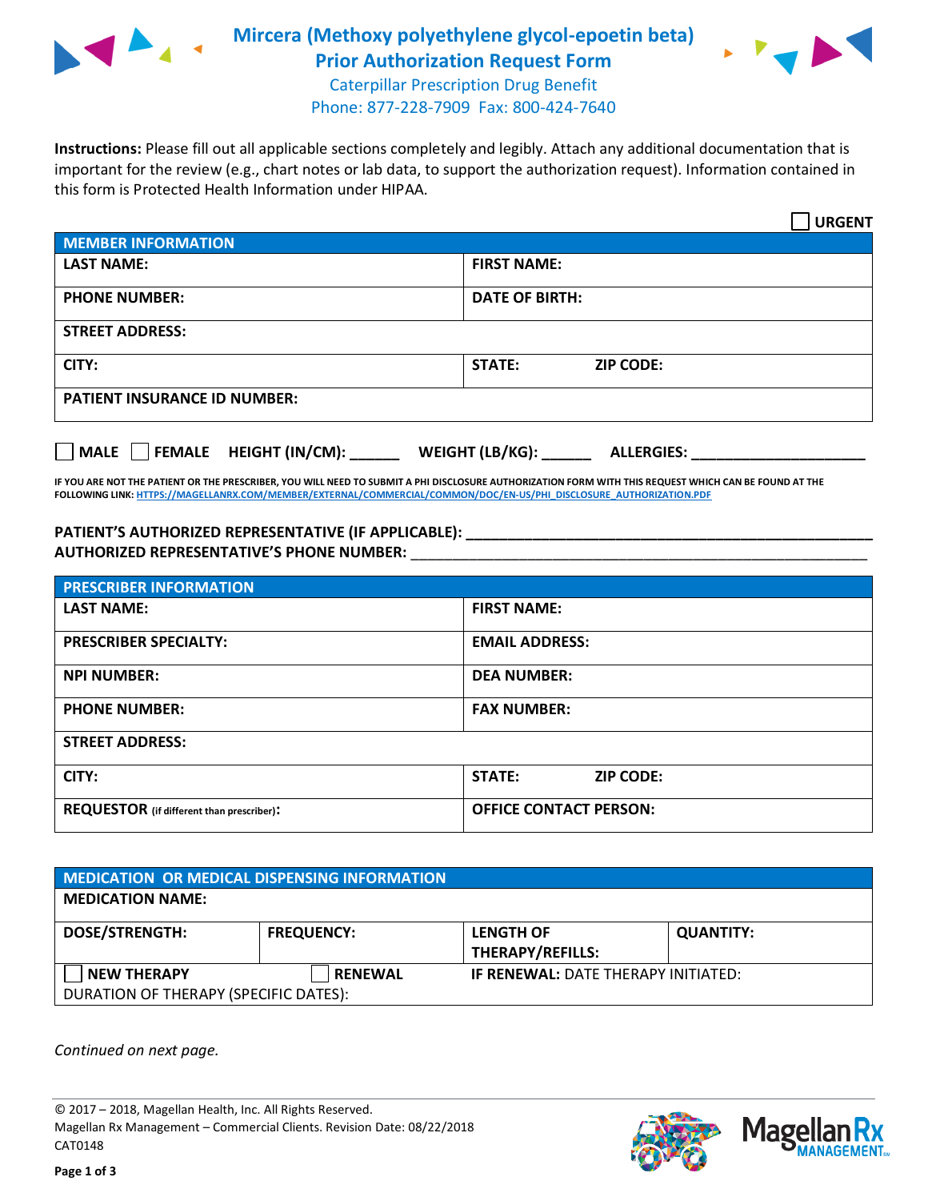# Mircera (Methoxy polyethylene glycol-epoetin beta)
## Prior Authorization Request Form

Caterpillar Prescription Drug Benefit
Phone: 877-228-7909 Fax: 800-424-7640

**Instructions:** Please fill out all applicable sections completely and legibly. Attach any additional documentation that is important for the review (e.g., chart notes or lab data, to support the authorization request). Information contained in this form is Protected Health Information under HIPAA.

☐ **URGENT**

| **MEMBER INFORMATION** | |
|---|---|
| **LAST NAME:** | **FIRST NAME:** |
| **PHONE NUMBER:** | **DATE OF BIRTH:** |
| **STREET ADDRESS:** | |
| **CITY:** | **STATE:** **ZIP CODE:** |
| **PATIENT INSURANCE ID NUMBER:** | |

☐ **MALE** ☐ **FEMALE** **HEIGHT (IN/CM):** ______ **WEIGHT (LB/KG):** ______ **ALLERGIES:** ____________________

**IF YOU ARE NOT THE PATIENT OR THE PRESCRIBER, YOU WILL NEED TO SUBMIT A PHI DISCLOSURE AUTHORIZATION FORM WITH THIS REQUEST WHICH CAN BE FOUND AT THE FOLLOWING LINK: HTTPS://MAGELLANRX.COM/MEMBER/EXTERNAL/COMMERCIAL/COMMON/DOC/EN-US/PHI_DISCLOSURE_AUTHORIZATION.PDF**

**PATIENT'S AUTHORIZED REPRESENTATIVE (IF APPLICABLE):** ____________________________________________
**AUTHORIZED REPRESENTATIVE'S PHONE NUMBER:** ____________________________________________

| **PRESCRIBER INFORMATION** | |
|---|---|
| **LAST NAME:** | **FIRST NAME:** |
| **PRESCRIBER SPECIALTY:** | **EMAIL ADDRESS:** |
| **NPI NUMBER:** | **DEA NUMBER:** |
| **PHONE NUMBER:** | **FAX NUMBER:** |
| **STREET ADDRESS:** | |
| **CITY:** | **STATE:** **ZIP CODE:** |
| **REQUESTOR** (if different than prescriber)**:** | **OFFICE CONTACT PERSON:** |

| **MEDICATION OR MEDICAL DISPENSING INFORMATION** | | | |
|---|---|---|---|
| **MEDICATION NAME:** | | | |
| **DOSE/STRENGTH:** | **FREQUENCY:** | **LENGTH OF THERAPY/REFILLS:** | **QUANTITY:** |
| ☐ **NEW THERAPY** | ☐ **RENEWAL** | **IF RENEWAL:** DATE THERAPY INITIATED: | |
| DURATION OF THERAPY (SPECIFIC DATES): | | | |

*Continued on next page.*

© 2017 – 2018, Magellan Health, Inc. All Rights Reserved.
Magellan Rx Management – Commercial Clients. Revision Date: 08/22/2018
CAT0148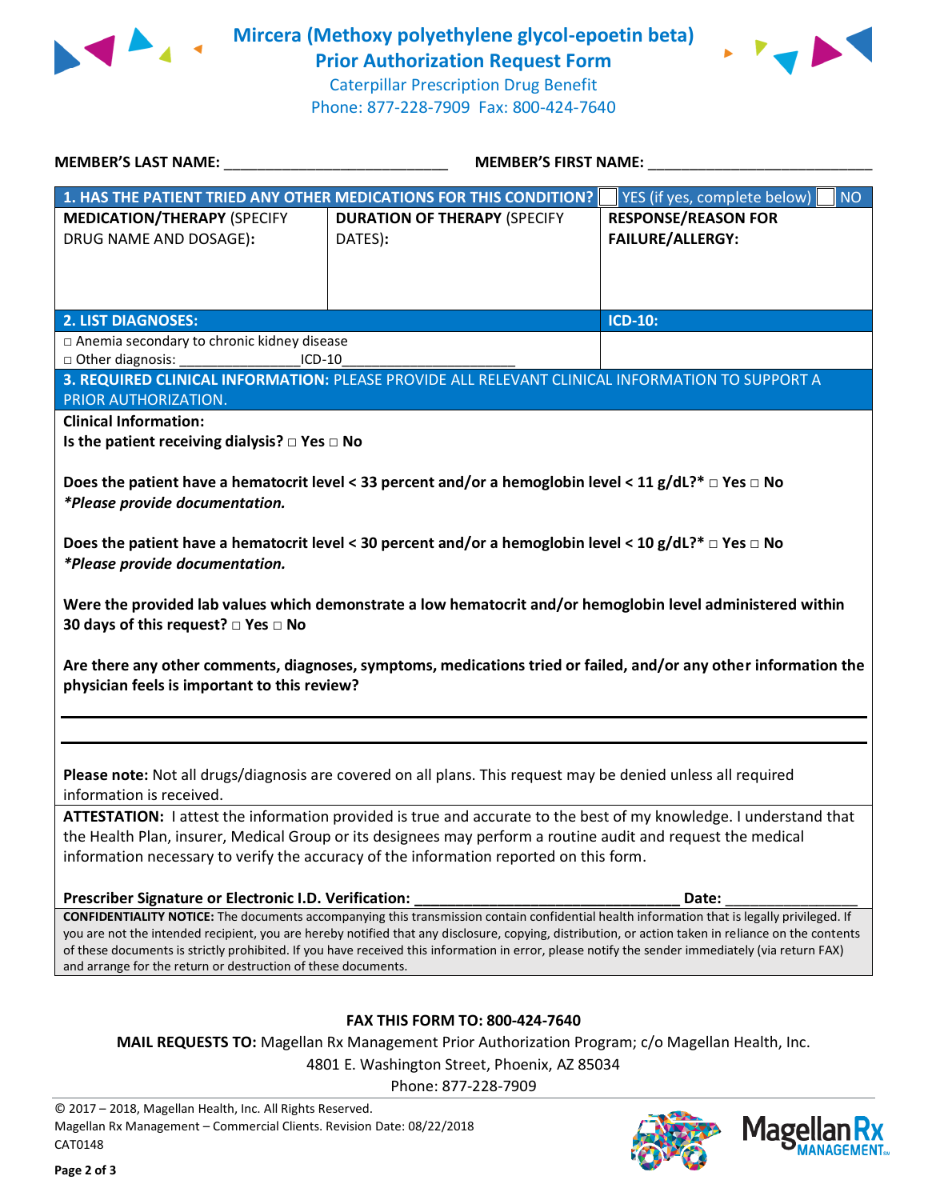# Mircera (Methoxy polyethylene glycol-epoetin beta) Prior Authorization Request Form

Caterpillar Prescription Drug Benefit
Phone: 877-228-7909 Fax: 800-424-7640

**MEMBER'S LAST NAME:** ___________________________ **MEMBER'S FIRST NAME:** ___________________________

| **1. HAS THE PATIENT TRIED ANY OTHER MEDICATIONS FOR THIS CONDITION?** | | ☐ YES (if yes, complete below) ☐ NO |
|---|---|---|
| **MEDICATION/THERAPY** (SPECIFY DRUG NAME AND DOSAGE): | **DURATION OF THERAPY** (SPECIFY DATES): | **RESPONSE/REASON FOR FAILURE/ALLERGY:** |
| | | |

| **2. LIST DIAGNOSES:** | **ICD-10:** |
|---|---|
| □ Anemia secondary to chronic kidney disease<br>□ Other diagnosis: _______________ICD-10_____________________ | |

**3. REQUIRED CLINICAL INFORMATION:** PLEASE PROVIDE ALL RELEVANT CLINICAL INFORMATION TO SUPPORT A PRIOR AUTHORIZATION.

**Clinical Information:**

**Is the patient receiving dialysis?** □ **Yes** □ **No**

**Does the patient have a hematocrit level < 33 percent and/or a hemoglobin level < 11 g/dL?*** □ **Yes** □ **No**
***Please provide documentation.***

**Does the patient have a hematocrit level < 30 percent and/or a hemoglobin level < 10 g/dL?*** □ **Yes** □ **No**
***Please provide documentation.***

**Were the provided lab values which demonstrate a low hematocrit and/or hemoglobin level administered within 30 days of this request?** □ **Yes** □ **No**

**Are there any other comments, diagnoses, symptoms, medications tried or failed, and/or any other information the physician feels is important to this review?**

_______________________________________________________________________________

_______________________________________________________________________________

**Please note:** Not all drugs/diagnosis are covered on all plans. This request may be denied unless all required information is received.

**ATTESTATION:** I attest the information provided is true and accurate to the best of my knowledge. I understand that the Health Plan, insurer, Medical Group or its designees may perform a routine audit and request the medical information necessary to verify the accuracy of the information reported on this form.

**Prescriber Signature or Electronic I.D. Verification:** _______________________________ **Date:** _______________

**CONFIDENTIALITY NOTICE:** The documents accompanying this transmission contain confidential health information that is legally privileged. If you are not the intended recipient, you are hereby notified that any disclosure, copying, distribution, or action taken in reliance on the contents of these documents is strictly prohibited. If you have received this information in error, please notify the sender immediately (via return FAX) and arrange for the return or destruction of these documents.

**FAX THIS FORM TO: 800-424-7640**

**MAIL REQUESTS TO:** Magellan Rx Management Prior Authorization Program; c/o Magellan Health, Inc.
4801 E. Washington Street, Phoenix, AZ 85034
Phone: 877-228-7909

© 2017 – 2018, Magellan Health, Inc. All Rights Reserved.
Magellan Rx Management – Commercial Clients. Revision Date: 08/22/2018
CAT0148